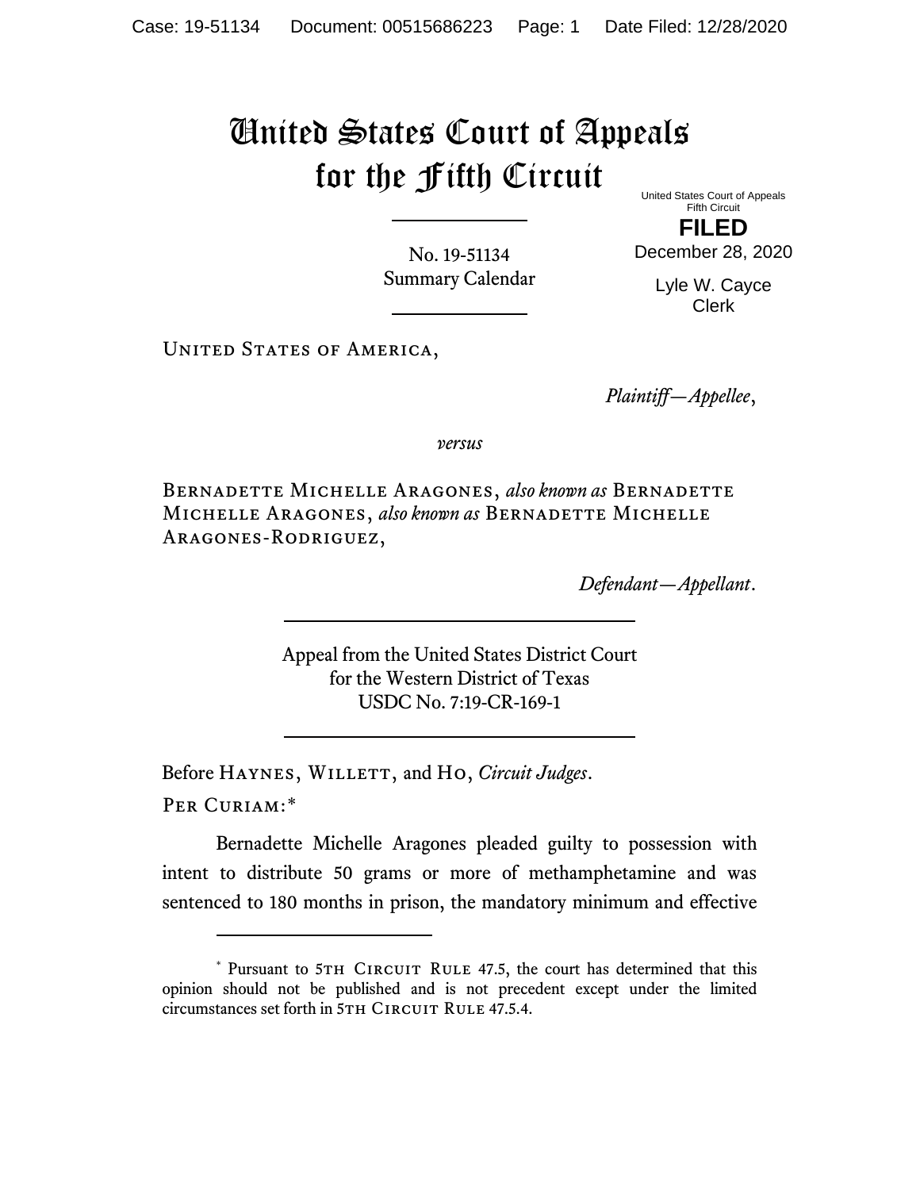# United States Court of Appeals for the Fifth Circuit

United States Court of Appeals
Fifth Circuit

**FILED**

December 28, 2020

Lyle W. Cayce
Clerk

No. 19-51134
Summary Calendar

UNITED STATES OF AMERICA,

*Plaintiff—Appellee*,

*versus*

BERNADETTE MICHELLE ARAGONES, *also known as* BERNADETTE MICHELLE ARAGONES, *also known as* BERNADETTE MICHELLE ARAGONES-RODRIGUEZ,

*Defendant—Appellant*.

Appeal from the United States District Court
for the Western District of Texas
USDC No. 7:19-CR-169-1

Before HAYNES, WILLETT, and HO, *Circuit Judges*.

PER CURIAM:*

Bernadette Michelle Aragones pleaded guilty to possession with intent to distribute 50 grams or more of methamphetamine and was sentenced to 180 months in prison, the mandatory minimum and effective

---

* Pursuant to 5TH CIRCUIT RULE 47.5, the court has determined that this opinion should not be published and is not precedent except under the limited circumstances set forth in 5TH CIRCUIT RULE 47.5.4.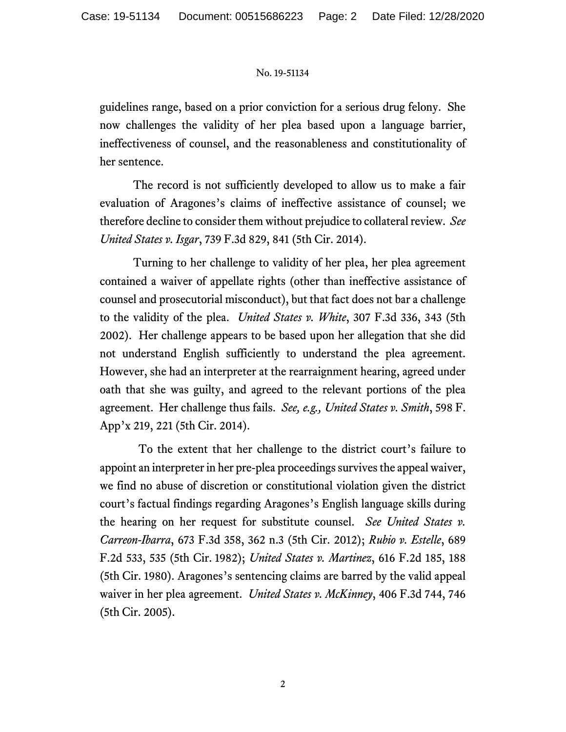guidelines range, based on a prior conviction for a serious drug felony. She now challenges the validity of her plea based upon a language barrier, ineffectiveness of counsel, and the reasonableness and constitutionality of her sentence.

The record is not sufficiently developed to allow us to make a fair evaluation of Aragones's claims of ineffective assistance of counsel; we therefore decline to consider them without prejudice to collateral review. *See United States v. Isgar*, 739 F.3d 829, 841 (5th Cir. 2014).

Turning to her challenge to validity of her plea, her plea agreement contained a waiver of appellate rights (other than ineffective assistance of counsel and prosecutorial misconduct), but that fact does not bar a challenge to the validity of the plea. *United States v. White*, 307 F.3d 336, 343 (5th 2002). Her challenge appears to be based upon her allegation that she did not understand English sufficiently to understand the plea agreement. However, she had an interpreter at the rearraignment hearing, agreed under oath that she was guilty, and agreed to the relevant portions of the plea agreement. Her challenge thus fails. *See, e.g., United States v. Smith*, 598 F. App'x 219, 221 (5th Cir. 2014).

To the extent that her challenge to the district court's failure to appoint an interpreter in her pre-plea proceedings survives the appeal waiver, we find no abuse of discretion or constitutional violation given the district court's factual findings regarding Aragones's English language skills during the hearing on her request for substitute counsel. *See United States v. Carreon-Ibarra*, 673 F.3d 358, 362 n.3 (5th Cir. 2012); *Rubio v. Estelle*, 689 F.2d 533, 535 (5th Cir. 1982); *United States v. Martinez*, 616 F.2d 185, 188 (5th Cir. 1980). Aragones's sentencing claims are barred by the valid appeal waiver in her plea agreement. *United States v. McKinney*, 406 F.3d 744, 746 (5th Cir. 2005).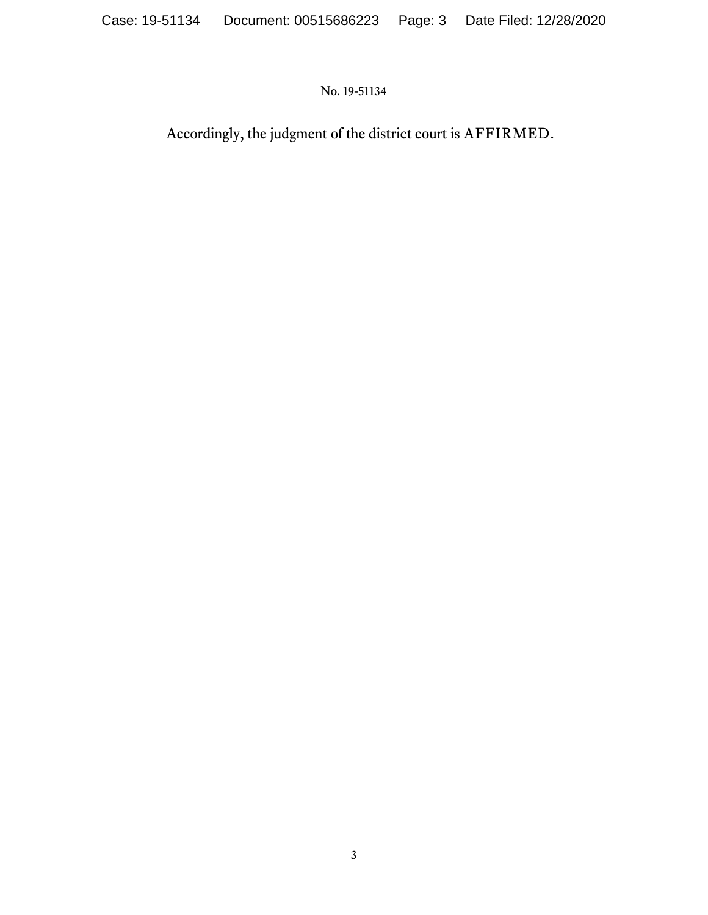Accordingly, the judgment of the district court is AFFIRMED.